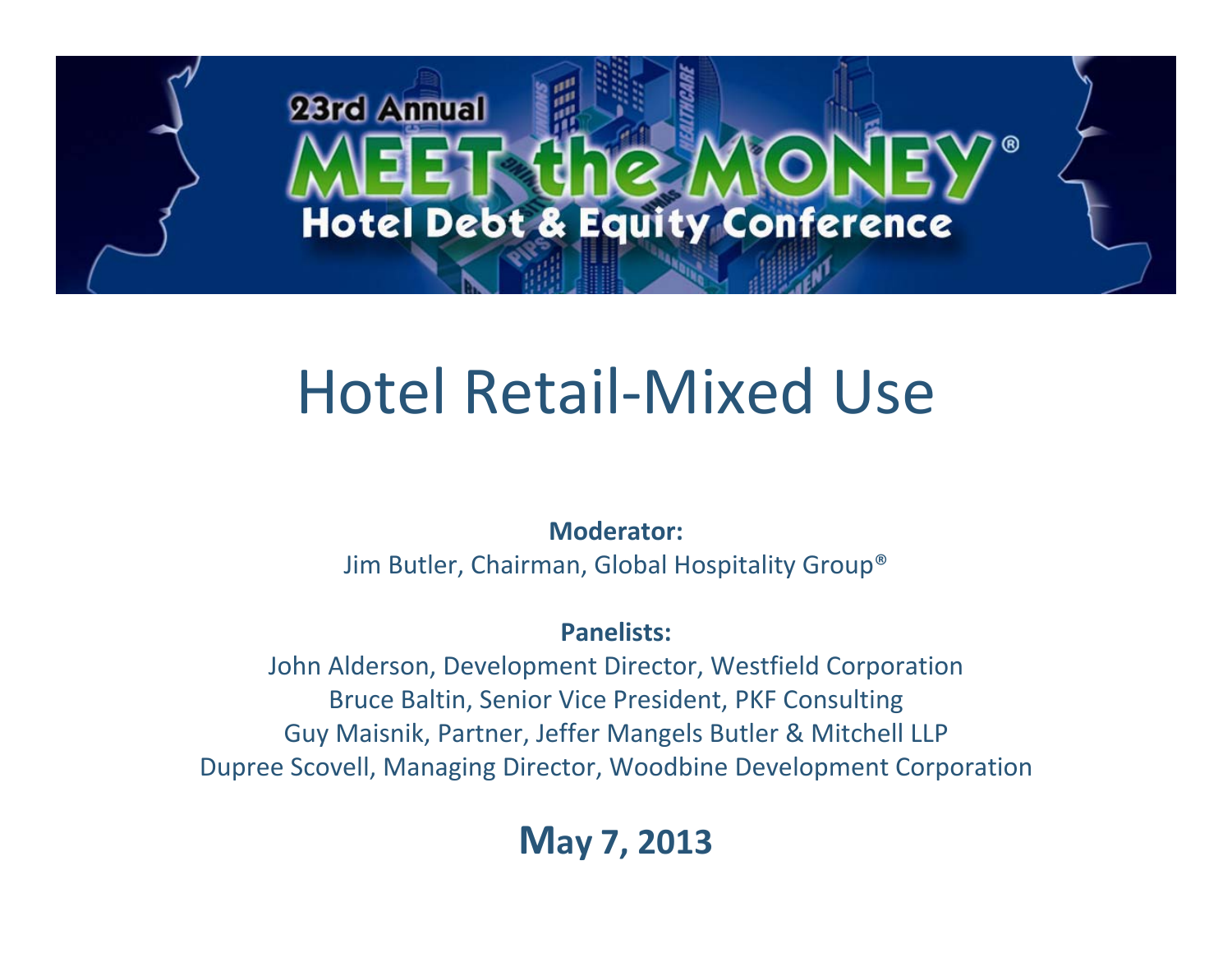23rd Annual

MEET the MONEY®

Hotel Debt & Equity Conference

# Hotel Retail-Mixed Use

**Moderator:**

Jim Butler, Chairman, Global Hospitality Group®

**Panelists:**

John Alderson, Development Director, Westfield Corporation

Bruce Baltin, Senior Vice President, PKF Consulting

Guy Maisnik, Partner, Jeffer Mangels Butler & Mitchell LLP

Dupree Scovell, Managing Director, Woodbine Development Corporation

**May 7, 2013**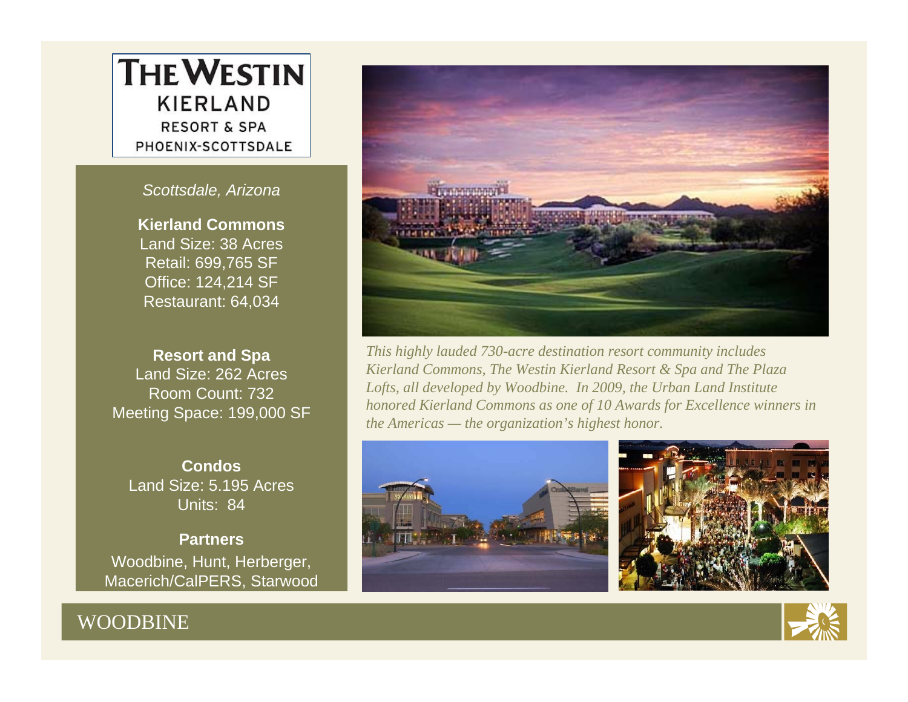# THE WESTIN KIERLAND RESORT & SPA PHOENIX-SCOTTSDALE

*Scottsdale, Arizona*

**Kierland Commons**
Land Size: 38 Acres
Retail: 699,765 SF
Office: 124,214 SF
Restaurant: 64,034

**Resort and Spa**
Land Size: 262 Acres
Room Count: 732
Meeting Space: 199,000 SF

**Condos**
Land Size: 5.195 Acres
Units: 84

**Partners**
Woodbine, Hunt, Herberger, Macerich/CalPERS, Starwood

*This highly lauded 730-acre destination resort community includes Kierland Commons, The Westin Kierland Resort & Spa and The Plaza Lofts, all developed by Woodbine. In 2009, the Urban Land Institute honored Kierland Commons as one of 10 Awards for Excellence winners in the Americas — the organization's highest honor.*

WOODBINE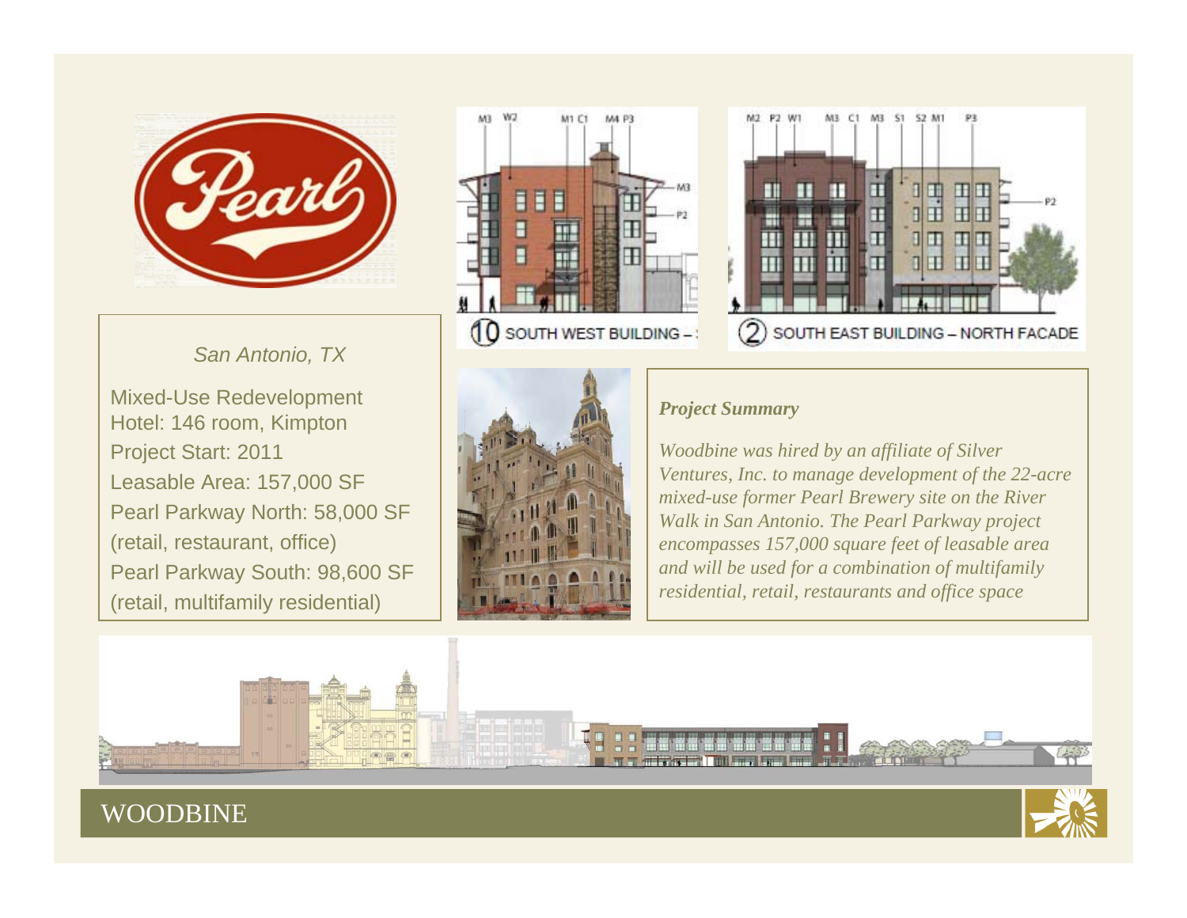*San Antonio, TX*

Mixed-Use Redevelopment
Hotel: 146 room, Kimpton
Project Start: 2011
Leasable Area: 157,000 SF
Pearl Parkway North: 58,000 SF
(retail, restaurant, office)
Pearl Parkway South: 98,600 SF
(retail, multifamily residential)

10 SOUTH WEST BUILDING –

2 SOUTH EAST BUILDING – NORTH FACADE

***Project Summary***

*Woodbine was hired by an affiliate of Silver Ventures, Inc. to manage development of the 22-acre mixed-use former Pearl Brewery site on the River Walk in San Antonio. The Pearl Parkway project encompasses 157,000 square feet of leasable area and will be used for a combination of multifamily residential, retail, restaurants and office space*

WOODBINE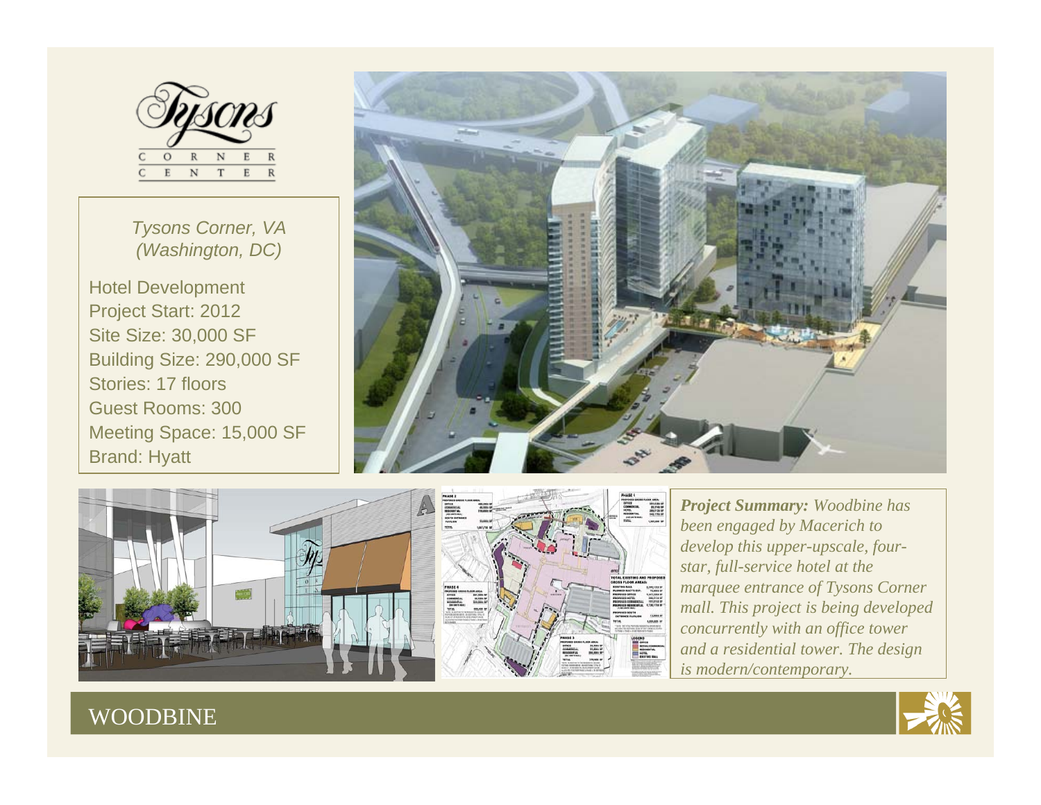Tysons Corner Center

*Tysons Corner, VA (Washington, DC)*

Hotel Development
Project Start: 2012
Site Size: 30,000 SF
Building Size: 290,000 SF
Stories: 17 floors
Guest Rooms: 300
Meeting Space: 15,000 SF
Brand: Hyatt

***Project Summary:*** *Woodbine has been engaged by Macerich to develop this upper-upscale, four-star, full-service hotel at the marquee entrance of Tysons Corner mall. This project is being developed concurrently with an office tower and a residential tower. The design is modern/contemporary.*

WOODBINE